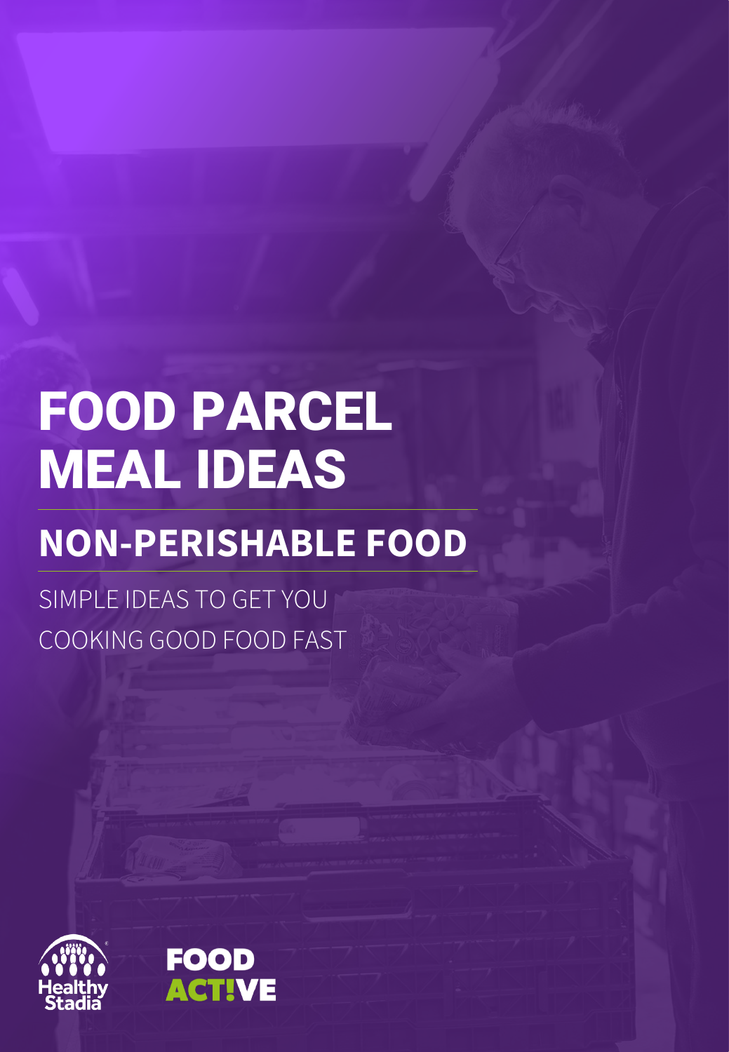# FOOD PARCEL MEAL IDEAS

## NON-PERISHABLE FOOD

SIMPLE IDEAS TO GET YOU COOKING GOOD FOOD FAST

Healthy Stadia

FOOD ACT!VE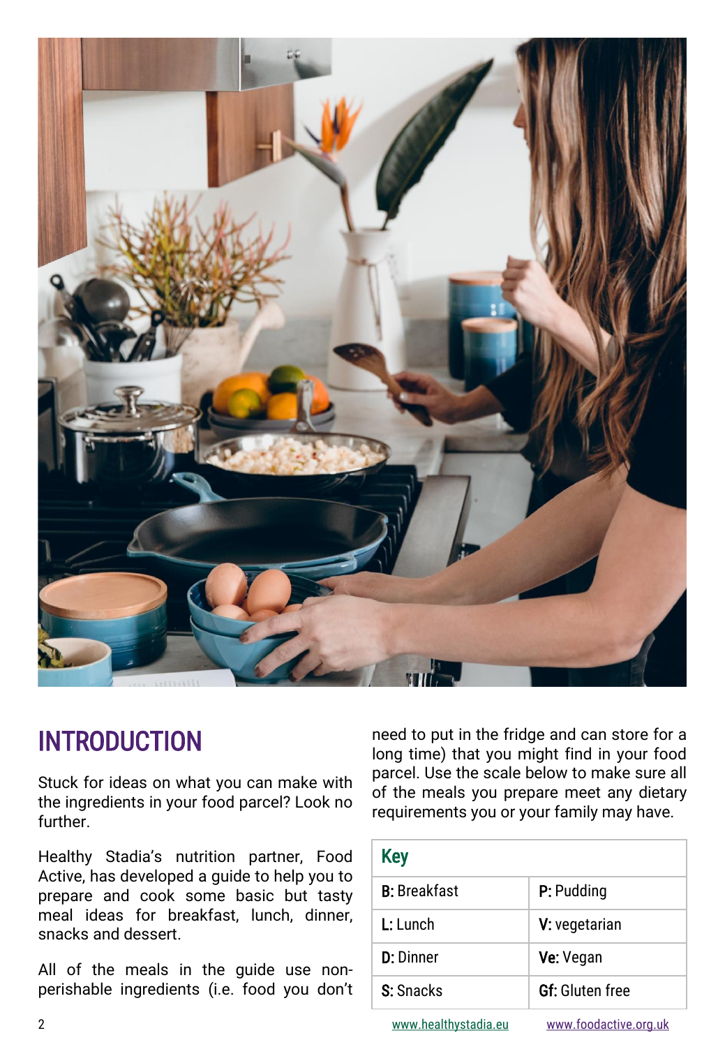# INTRODUCTION

Stuck for ideas on what you can make with the ingredients in your food parcel? Look no further.

Healthy Stadia's nutrition partner, Food Active, has developed a guide to help you to prepare and cook some basic but tasty meal ideas for breakfast, lunch, dinner, snacks and dessert.

All of the meals in the guide use non-perishable ingredients (i.e. food you don't need to put in the fridge and can store for a long time) that you might find in your food parcel. Use the scale below to make sure all of the meals you prepare meet any dietary requirements you or your family may have.

| Key | |
|---|---|
| **B:** Breakfast | **P:** Pudding |
| **L:** Lunch | **V:** vegetarian |
| **D:** Dinner | **Ve:** Vegan |
| **S:** Snacks | **Gf:** Gluten free |

www.healthystadia.eu www.foodactive.org.uk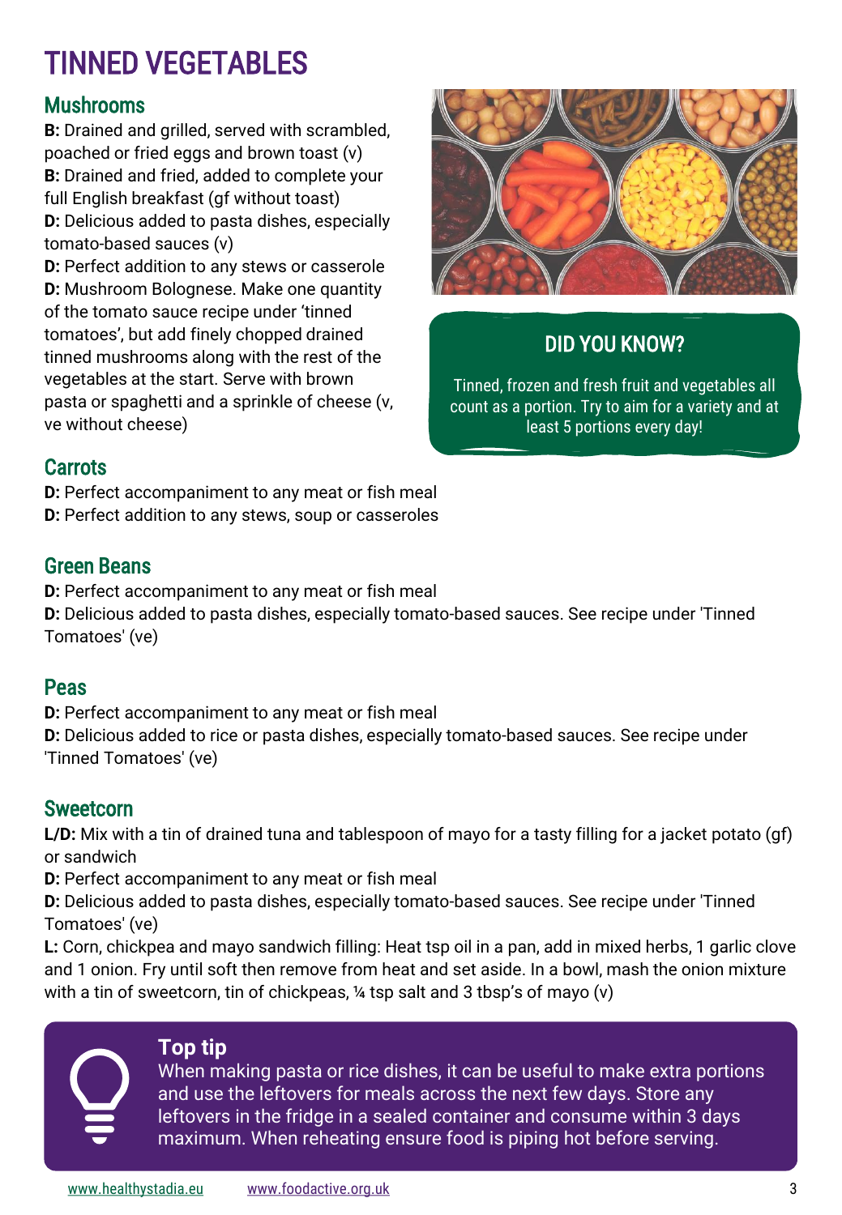# TINNED VEGETABLES

## Mushrooms

**B:** Drained and grilled, served with scrambled, poached or fried eggs and brown toast (v)
**B:** Drained and fried, added to complete your full English breakfast (gf without toast)
**D:** Delicious added to pasta dishes, especially tomato-based sauces (v)
**D:** Perfect addition to any stews or casserole
**D:** Mushroom Bolognese. Make one quantity of the tomato sauce recipe under 'tinned tomatoes', but add finely chopped drained tinned mushrooms along with the rest of the vegetables at the start. Serve with brown pasta or spaghetti and a sprinkle of cheese (v, ve without cheese)

> **DID YOU KNOW?**
>
> Tinned, frozen and fresh fruit and vegetables all count as a portion. Try to aim for a variety and at least 5 portions every day!

## Carrots

**D:** Perfect accompaniment to any meat or fish meal
**D:** Perfect addition to any stews, soup or casseroles

## Green Beans

**D:** Perfect accompaniment to any meat or fish meal
**D:** Delicious added to pasta dishes, especially tomato-based sauces. See recipe under 'Tinned Tomatoes' (ve)

## Peas

**D:** Perfect accompaniment to any meat or fish meal
**D:** Delicious added to rice or pasta dishes, especially tomato-based sauces. See recipe under 'Tinned Tomatoes' (ve)

## Sweetcorn

**L/D:** Mix with a tin of drained tuna and tablespoon of mayo for a tasty filling for a jacket potato (gf) or sandwich
**D:** Perfect accompaniment to any meat or fish meal
**D:** Delicious added to pasta dishes, especially tomato-based sauces. See recipe under 'Tinned Tomatoes' (ve)
**L:** Corn, chickpea and mayo sandwich filling: Heat tsp oil in a pan, add in mixed herbs, 1 garlic clove and 1 onion. Fry until soft then remove from heat and set aside. In a bowl, mash the onion mixture with a tin of sweetcorn, tin of chickpeas, ¼ tsp salt and 3 tbsp's of mayo (v)

> **Top tip**
>
> When making pasta or rice dishes, it can be useful to make extra portions and use the leftovers for meals across the next few days. Store any leftovers in the fridge in a sealed container and consume within 3 days maximum. When reheating ensure food is piping hot before serving.

www.healthystadia.eu www.foodactive.org.uk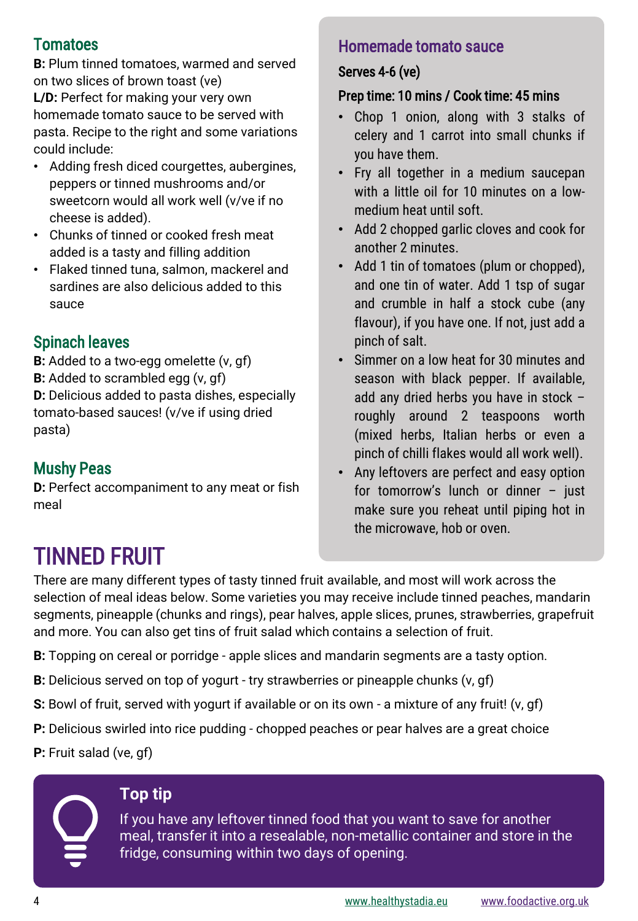## Tomatoes

**B:** Plum tinned tomatoes, warmed and served on two slices of brown toast (ve)

**L/D:** Perfect for making your very own homemade tomato sauce to be served with pasta. Recipe to the right and some variations could include:

- Adding fresh diced courgettes, aubergines, peppers or tinned mushrooms and/or sweetcorn would all work well (v/ve if no cheese is added).
- Chunks of tinned or cooked fresh meat added is a tasty and filling addition
- Flaked tinned tuna, salmon, mackerel and sardines are also delicious added to this sauce

## Spinach leaves

**B:** Added to a two-egg omelette (v, gf)

**B:** Added to scrambled egg (v, gf)

**D:** Delicious added to pasta dishes, especially tomato-based sauces! (v/ve if using dried pasta)

## Mushy Peas

**D:** Perfect accompaniment to any meat or fish meal

### Homemade tomato sauce

**Serves 4-6 (ve)**

**Prep time: 10 mins / Cook time: 45 mins**

- Chop 1 onion, along with 3 stalks of celery and 1 carrot into small chunks if you have them.
- Fry all together in a medium saucepan with a little oil for 10 minutes on a low-medium heat until soft.
- Add 2 chopped garlic cloves and cook for another 2 minutes.
- Add 1 tin of tomatoes (plum or chopped), and one tin of water. Add 1 tsp of sugar and crumble in half a stock cube (any flavour), if you have one. If not, just add a pinch of salt.
- Simmer on a low heat for 30 minutes and season with black pepper. If available, add any dried herbs you have in stock – roughly around 2 teaspoons worth (mixed herbs, Italian herbs or even a pinch of chilli flakes would all work well).
- Any leftovers are perfect and easy option for tomorrow's lunch or dinner – just make sure you reheat until piping hot in the microwave, hob or oven.

# TINNED FRUIT

There are many different types of tasty tinned fruit available, and most will work across the selection of meal ideas below. Some varieties you may receive include tinned peaches, mandarin segments, pineapple (chunks and rings), pear halves, apple slices, prunes, strawberries, grapefruit and more. You can also get tins of fruit salad which contains a selection of fruit.

**B:** Topping on cereal or porridge - apple slices and mandarin segments are a tasty option.

**B:** Delicious served on top of yogurt - try strawberries or pineapple chunks (v, gf)

**S:** Bowl of fruit, served with yogurt if available or on its own - a mixture of any fruit! (v, gf)

**P:** Delicious swirled into rice pudding - chopped peaches or pear halves are a great choice

**P:** Fruit salad (ve, gf)

### Top tip

If you have any leftover tinned food that you want to save for another meal, transfer it into a resealable, non-metallic container and store in the fridge, consuming within two days of opening.

www.healthystadia.eu www.foodactive.org.uk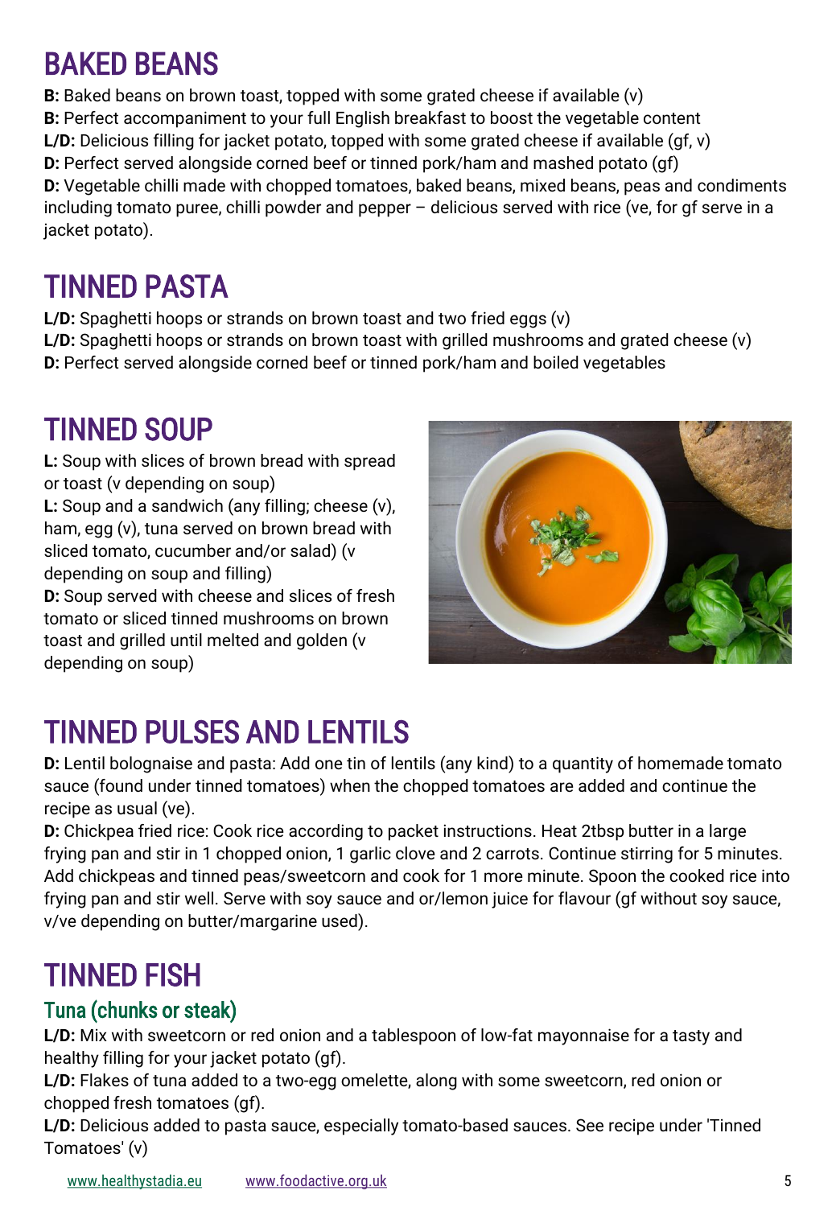# BAKED BEANS

**B:** Baked beans on brown toast, topped with some grated cheese if available (v)
**B:** Perfect accompaniment to your full English breakfast to boost the vegetable content
**L/D:** Delicious filling for jacket potato, topped with some grated cheese if available (gf, v)
**D:** Perfect served alongside corned beef or tinned pork/ham and mashed potato (gf)
**D:** Vegetable chilli made with chopped tomatoes, baked beans, mixed beans, peas and condiments including tomato puree, chilli powder and pepper – delicious served with rice (ve, for gf serve in a jacket potato).

# TINNED PASTA

**L/D:** Spaghetti hoops or strands on brown toast and two fried eggs (v)
**L/D:** Spaghetti hoops or strands on brown toast with grilled mushrooms and grated cheese (v)
**D:** Perfect served alongside corned beef or tinned pork/ham and boiled vegetables

# TINNED SOUP

**L:** Soup with slices of brown bread with spread or toast (v depending on soup)
**L:** Soup and a sandwich (any filling; cheese (v), ham, egg (v), tuna served on brown bread with sliced tomato, cucumber and/or salad) (v depending on soup and filling)
**D:** Soup served with cheese and slices of fresh tomato or sliced tinned mushrooms on brown toast and grilled until melted and golden (v depending on soup)

# TINNED PULSES AND LENTILS

**D:** Lentil bolognaise and pasta: Add one tin of lentils (any kind) to a quantity of homemade tomato sauce (found under tinned tomatoes) when the chopped tomatoes are added and continue the recipe as usual (ve).
**D:** Chickpea fried rice: Cook rice according to packet instructions. Heat 2tbsp butter in a large frying pan and stir in 1 chopped onion, 1 garlic clove and 2 carrots. Continue stirring for 5 minutes. Add chickpeas and tinned peas/sweetcorn and cook for 1 more minute. Spoon the cooked rice into frying pan and stir well. Serve with soy sauce and or/lemon juice for flavour (gf without soy sauce, v/ve depending on butter/margarine used).

# TINNED FISH

## Tuna (chunks or steak)

**L/D:** Mix with sweetcorn or red onion and a tablespoon of low-fat mayonnaise for a tasty and healthy filling for your jacket potato (gf).
**L/D:** Flakes of tuna added to a two-egg omelette, along with some sweetcorn, red onion or chopped fresh tomatoes (gf).
**L/D:** Delicious added to pasta sauce, especially tomato-based sauces. See recipe under 'Tinned Tomatoes' (v)

www.healthystadia.eu www.foodactive.org.uk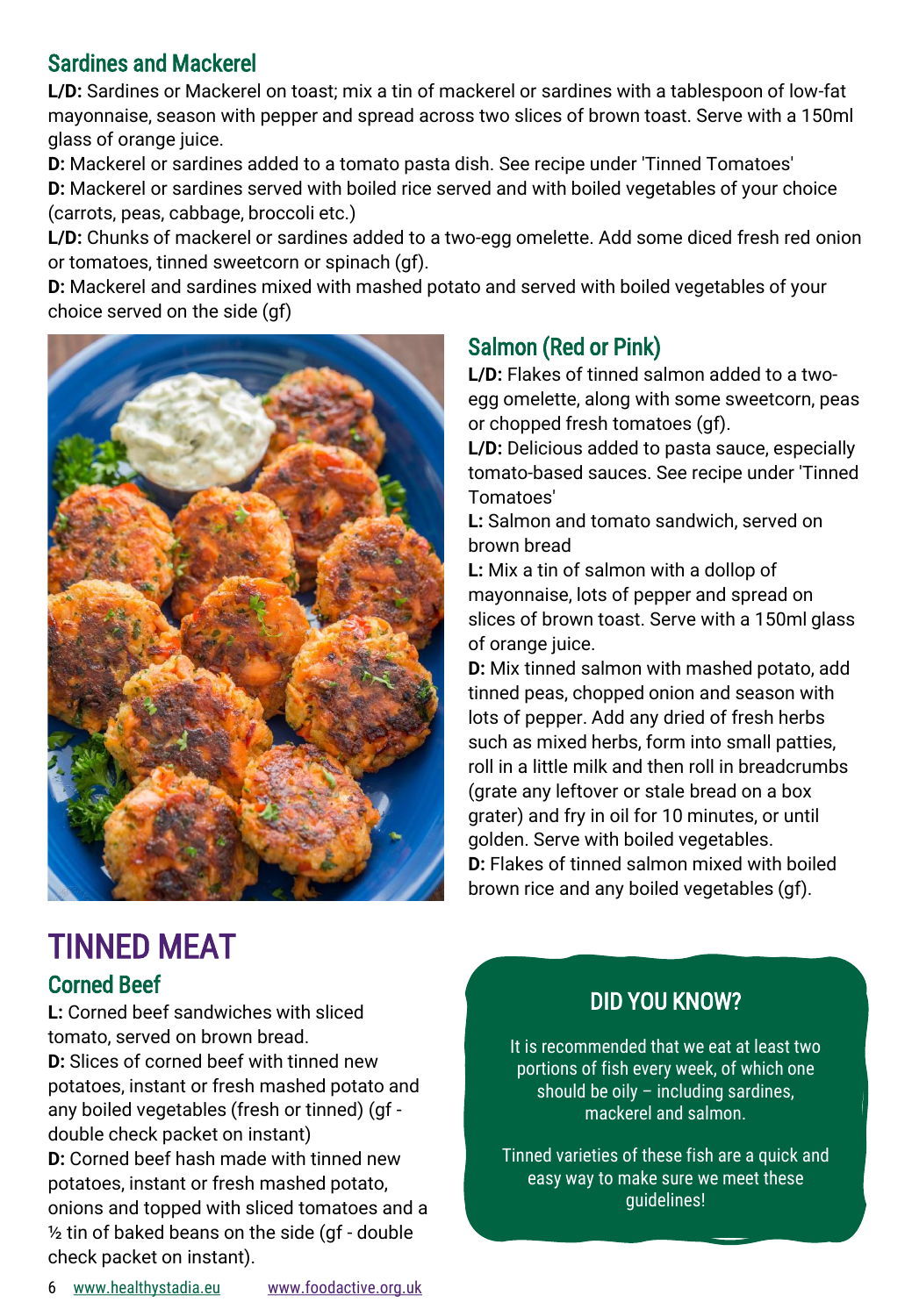## Sardines and Mackerel

**L/D:** Sardines or Mackerel on toast; mix a tin of mackerel or sardines with a tablespoon of low-fat mayonnaise, season with pepper and spread across two slices of brown toast. Serve with a 150ml glass of orange juice.
**D:** Mackerel or sardines added to a tomato pasta dish. See recipe under 'Tinned Tomatoes'
**D:** Mackerel or sardines served with boiled rice served and with boiled vegetables of your choice (carrots, peas, cabbage, broccoli etc.)
**L/D:** Chunks of mackerel or sardines added to a two-egg omelette. Add some diced fresh red onion or tomatoes, tinned sweetcorn or spinach (gf).
**D:** Mackerel and sardines mixed with mashed potato and served with boiled vegetables of your choice served on the side (gf)

## Salmon (Red or Pink)

**L/D:** Flakes of tinned salmon added to a two-egg omelette, along with some sweetcorn, peas or chopped fresh tomatoes (gf).
**L/D:** Delicious added to pasta sauce, especially tomato-based sauces. See recipe under 'Tinned Tomatoes'
**L:** Salmon and tomato sandwich, served on brown bread
**L:** Mix a tin of salmon with a dollop of mayonnaise, lots of pepper and spread on slices of brown toast. Serve with a 150ml glass of orange juice.
**D:** Mix tinned salmon with mashed potato, add tinned peas, chopped onion and season with lots of pepper. Add any dried of fresh herbs such as mixed herbs, form into small patties, roll in a little milk and then roll in breadcrumbs (grate any leftover or stale bread on a box grater) and fry in oil for 10 minutes, or until golden. Serve with boiled vegetables.
**D:** Flakes of tinned salmon mixed with boiled brown rice and any boiled vegetables (gf).

# TINNED MEAT

## Corned Beef

**L:** Corned beef sandwiches with sliced tomato, served on brown bread.
**D:** Slices of corned beef with tinned new potatoes, instant or fresh mashed potato and any boiled vegetables (fresh or tinned) (gf - double check packet on instant)
**D:** Corned beef hash made with tinned new potatoes, instant or fresh mashed potato, onions and topped with sliced tomatoes and a ½ tin of baked beans on the side (gf - double check packet on instant).

### DID YOU KNOW?

It is recommended that we eat at least two portions of fish every week, of which one should be oily – including sardines, mackerel and salmon.

Tinned varieties of these fish are a quick and easy way to make sure we meet these guidelines!

www.healthystadia.eu www.foodactive.org.uk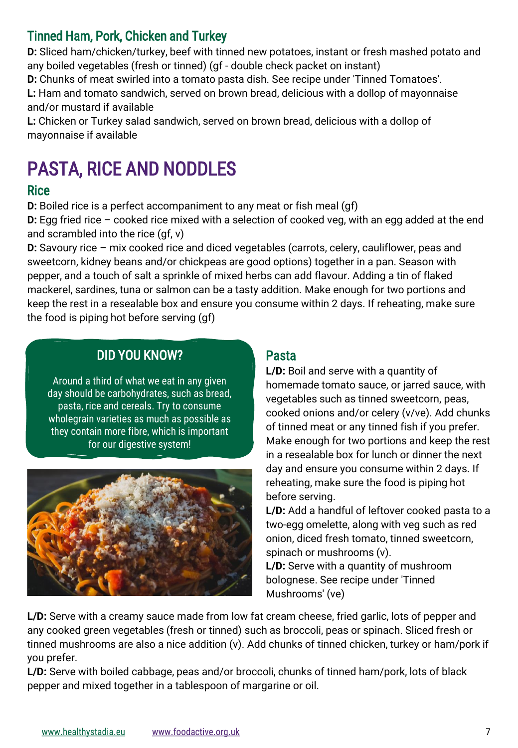## Tinned Ham, Pork, Chicken and Turkey

**D:** Sliced ham/chicken/turkey, beef with tinned new potatoes, instant or fresh mashed potato and any boiled vegetables (fresh or tinned) (gf - double check packet on instant)

**D:** Chunks of meat swirled into a tomato pasta dish. See recipe under 'Tinned Tomatoes'.

**L:** Ham and tomato sandwich, served on brown bread, delicious with a dollop of mayonnaise and/or mustard if available

**L:** Chicken or Turkey salad sandwich, served on brown bread, delicious with a dollop of mayonnaise if available

# PASTA, RICE AND NODDLES

## Rice

**D:** Boiled rice is a perfect accompaniment to any meat or fish meal (gf)

**D:** Egg fried rice – cooked rice mixed with a selection of cooked veg, with an egg added at the end and scrambled into the rice (gf, v)

**D:** Savoury rice – mix cooked rice and diced vegetables (carrots, celery, cauliflower, peas and sweetcorn, kidney beans and/or chickpeas are good options) together in a pan. Season with pepper, and a touch of salt a sprinkle of mixed herbs can add flavour. Adding a tin of flaked mackerel, sardines, tuna or salmon can be a tasty addition. Make enough for two portions and keep the rest in a resealable box and ensure you consume within 2 days. If reheating, make sure the food is piping hot before serving (gf)

### DID YOU KNOW?

Around a third of what we eat in any given day should be carbohydrates, such as bread, pasta, rice and cereals. Try to consume wholegrain varieties as much as possible as they contain more fibre, which is important for our digestive system!

## Pasta

**L/D:** Boil and serve with a quantity of homemade tomato sauce, or jarred sauce, with vegetables such as tinned sweetcorn, peas, cooked onions and/or celery (v/ve). Add chunks of tinned meat or any tinned fish if you prefer. Make enough for two portions and keep the rest in a resealable box for lunch or dinner the next day and ensure you consume within 2 days. If reheating, make sure the food is piping hot before serving.

**L/D:** Add a handful of leftover cooked pasta to a two-egg omelette, along with veg such as red onion, diced fresh tomato, tinned sweetcorn, spinach or mushrooms (v).

**L/D:** Serve with a quantity of mushroom bolognese. See recipe under 'Tinned Mushrooms' (ve)

**L/D:** Serve with a creamy sauce made from low fat cream cheese, fried garlic, lots of pepper and any cooked green vegetables (fresh or tinned) such as broccoli, peas or spinach. Sliced fresh or tinned mushrooms are also a nice addition (v). Add chunks of tinned chicken, turkey or ham/pork if you prefer.

**L/D:** Serve with boiled cabbage, peas and/or broccoli, chunks of tinned ham/pork, lots of black pepper and mixed together in a tablespoon of margarine or oil.

www.healthystadia.eu www.foodactive.org.uk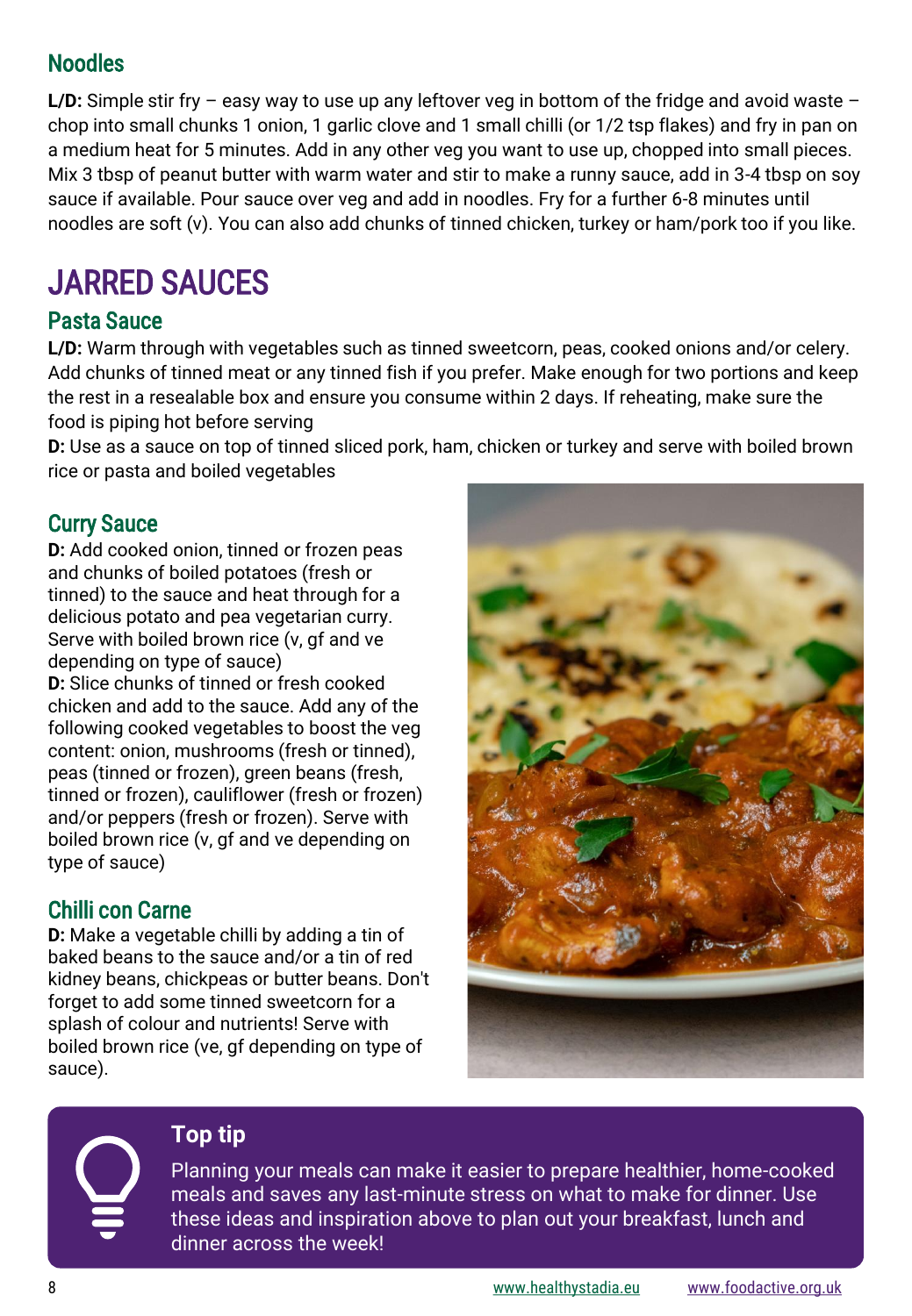## Noodles

**L/D:** Simple stir fry – easy way to use up any leftover veg in bottom of the fridge and avoid waste – chop into small chunks 1 onion, 1 garlic clove and 1 small chilli (or 1/2 tsp flakes) and fry in pan on a medium heat for 5 minutes. Add in any other veg you want to use up, chopped into small pieces. Mix 3 tbsp of peanut butter with warm water and stir to make a runny sauce, add in 3-4 tbsp on soy sauce if available. Pour sauce over veg and add in noodles. Fry for a further 6-8 minutes until noodles are soft (v). You can also add chunks of tinned chicken, turkey or ham/pork too if you like.

# JARRED SAUCES

## Pasta Sauce

**L/D:** Warm through with vegetables such as tinned sweetcorn, peas, cooked onions and/or celery. Add chunks of tinned meat or any tinned fish if you prefer. Make enough for two portions and keep the rest in a resealable box and ensure you consume within 2 days. If reheating, make sure the food is piping hot before serving

**D:** Use as a sauce on top of tinned sliced pork, ham, chicken or turkey and serve with boiled brown rice or pasta and boiled vegetables

## Curry Sauce

**D:** Add cooked onion, tinned or frozen peas and chunks of boiled potatoes (fresh or tinned) to the sauce and heat through for a delicious potato and pea vegetarian curry. Serve with boiled brown rice (v, gf and ve depending on type of sauce)

**D:** Slice chunks of tinned or fresh cooked chicken and add to the sauce. Add any of the following cooked vegetables to boost the veg content: onion, mushrooms (fresh or tinned), peas (tinned or frozen), green beans (fresh, tinned or frozen), cauliflower (fresh or frozen) and/or peppers (fresh or frozen). Serve with boiled brown rice (v, gf and ve depending on type of sauce)

## Chilli con Carne

**D:** Make a vegetable chilli by adding a tin of baked beans to the sauce and/or a tin of red kidney beans, chickpeas or butter beans. Don't forget to add some tinned sweetcorn for a splash of colour and nutrients! Serve with boiled brown rice (ve, gf depending on type of sauce).

### Top tip

Planning your meals can make it easier to prepare healthier, home-cooked meals and saves any last-minute stress on what to make for dinner. Use these ideas and inspiration above to plan out your breakfast, lunch and dinner across the week!

www.healthystadia.eu www.foodactive.org.uk